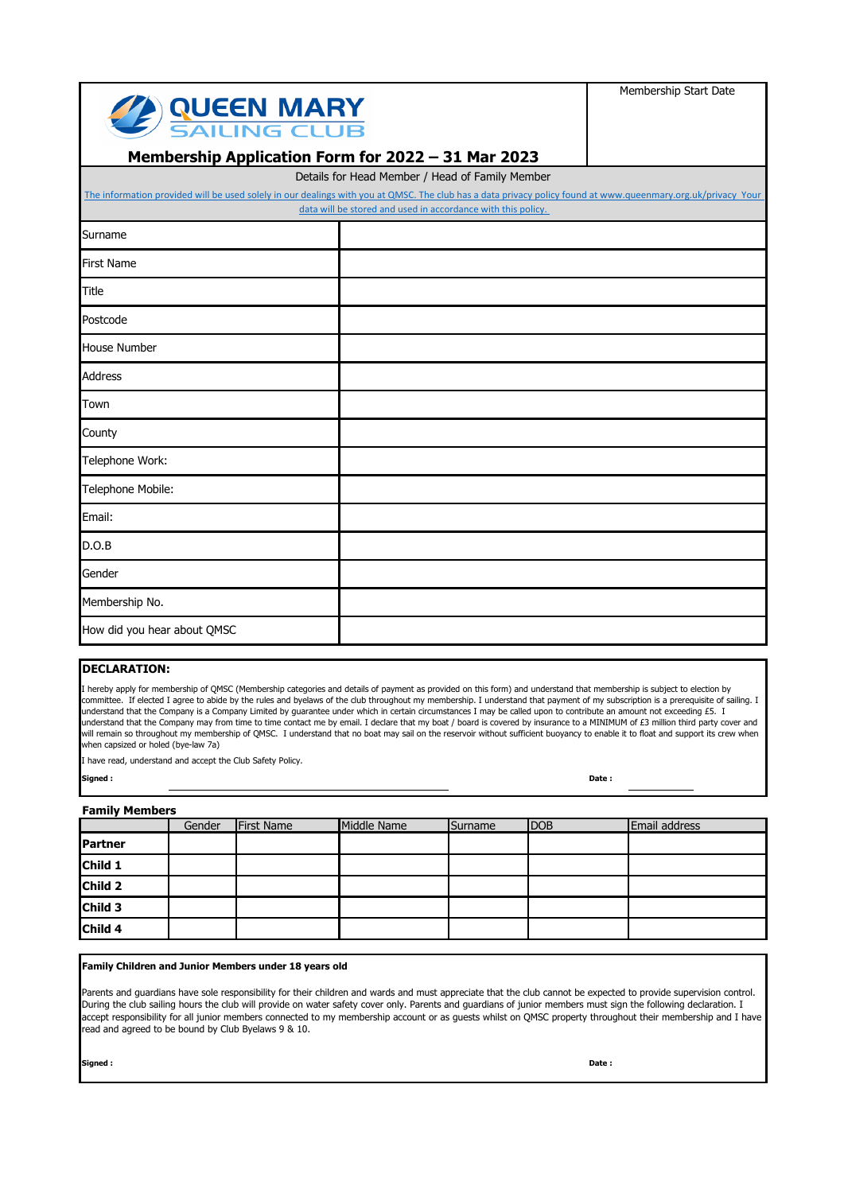# QUEEN MARY SAILING CLUB

## Membership Application Form for 2022 – 31 Mar 2023

Membership Start Date

Details for Head Member / Head of Family Member

The information provided will be used solely in our dealings with you at QMSC. The club has a data privacy policy found at www.queenmary.org.uk/privacy Your data will be stored and used in accordance with this policy.

| | |
|---|---|
| Surname | |
| First Name | |
| Title | |
| Postcode | |
| House Number | |
| Address | |
| Town | |
| County | |
| Telephone Work: | |
| Telephone Mobile: | |
| Email: | |
| D.O.B | |
| Gender | |
| Membership No. | |
| How did you hear about QMSC | |

**DECLARATION:**

I hereby apply for membership of QMSC (Membership categories and details of payment as provided on this form) and understand that membership is subject to election by committee. If elected I agree to abide by the rules and byelaws of the club throughout my membership. I understand that payment of my subscription is a prerequisite of sailing. I understand that the Company is a Company Limited by guarantee under which in certain circumstances I may be called upon to contribute an amount not exceeding £5. I understand that the Company may from time to time contact me by email. I declare that my boat / board is covered by insurance to a MINIMUM of £3 million third party cover and will remain so throughout my membership of QMSC. I understand that no boat may sail on the reservoir without sufficient buoyancy to enable it to float and support its crew when when capsized or holed (bye-law 7a)

I have read, understand and accept the Club Safety Policy.

**Signed :** ______________________ **Date :** __________

**Family Members**

| | Gender | First Name | Middle Name | Surname | DOB | Email address |
|---|---|---|---|---|---|---|
| **Partner** | | | | | | |
| **Child 1** | | | | | | |
| **Child 2** | | | | | | |
| **Child 3** | | | | | | |
| **Child 4** | | | | | | |

**Family Children and Junior Members under 18 years old**

Parents and guardians have sole responsibility for their children and wards and must appreciate that the club cannot be expected to provide supervision control. During the club sailing hours the club will provide on water safety cover only. Parents and guardians of junior members must sign the following declaration. I accept responsibility for all junior members connected to my membership account or as guests whilst on QMSC property throughout their membership and I have read and agreed to be bound by Club Byelaws 9 & 10.

**Signed :** **Date :**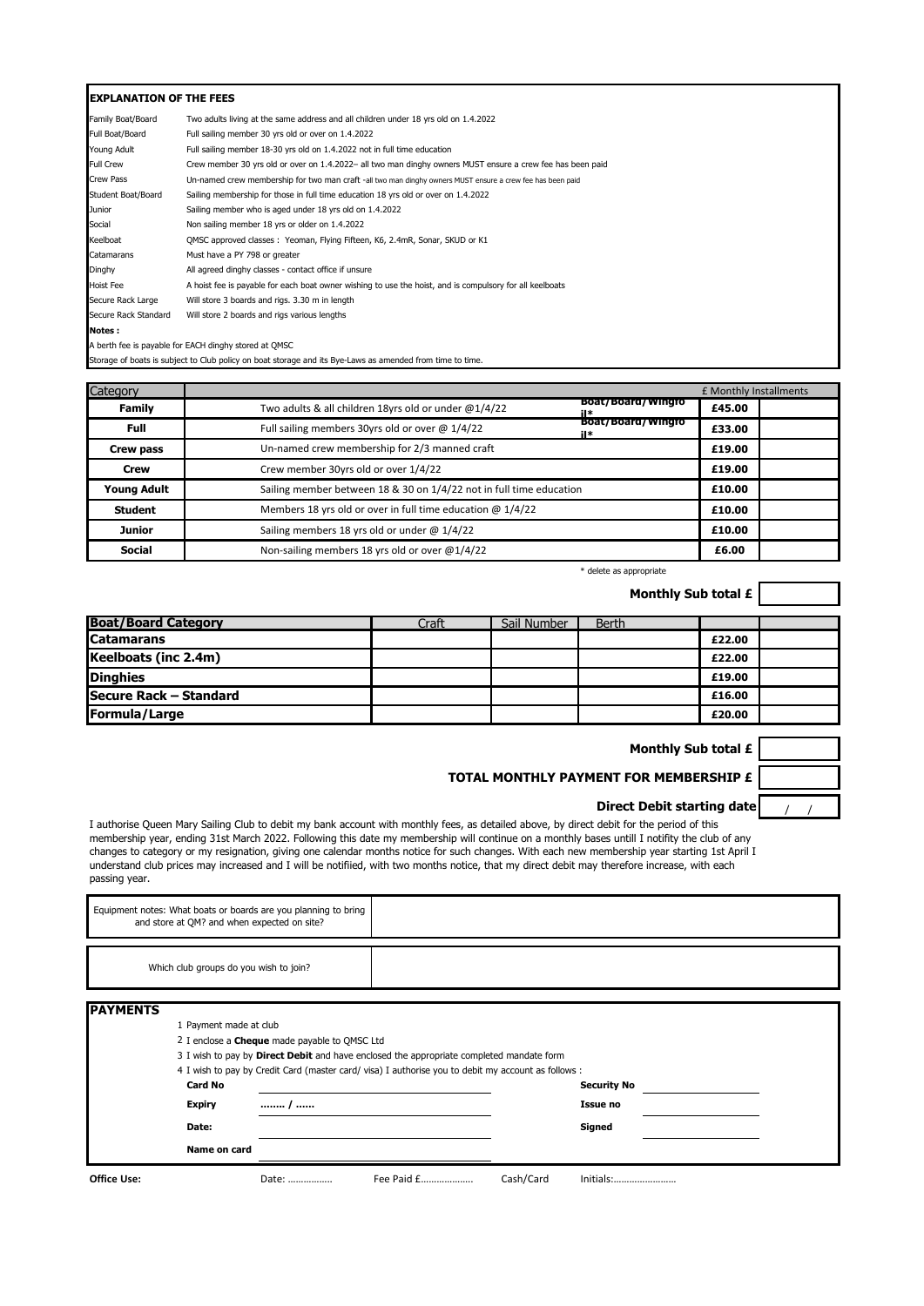## EXPLANATION OF THE FEES

| | |
|---|---|
| Family Boat/Board | Two adults living at the same address and all children under 18 yrs old on 1.4.2022 |
| Full Boat/Board | Full sailing member 30 yrs old or over on 1.4.2022 |
| Young Adult | Full sailing member 18-30 yrs old on 1.4.2022 not in full time education |
| Full Crew | Crew member 30 yrs old or over on 1.4.2022– all two man dinghy owners MUST ensure a crew fee has been paid |
| Crew Pass | Un-named crew membership for two man craft -all two man dinghy owners MUST ensure a crew fee has been paid |
| Student Boat/Board | Sailing membership for those in full time education 18 yrs old or over on 1.4.2022 |
| Junior | Sailing member who is aged under 18 yrs old on 1.4.2022 |
| Social | Non sailing member 18 yrs or older on 1.4.2022 |
| Keelboat | QMSC approved classes : Yeoman, Flying Fifteen, K6, 2.4mR, Sonar, SKUD or K1 |
| Catamarans | Must have a PY 798 or greater |
| Dinghy | All agreed dinghy classes - contact office if unsure |
| Hoist Fee | A hoist fee is payable for each boat owner wishing to use the hoist, and is compulsory for all keelboats |
| Secure Rack Large | Will store 3 boards and rigs. 3.30 m in length |
| Secure Rack Standard | Will store 2 boards and rigs various lengths |

**Notes :**

A berth fee is payable for EACH dinghy stored at QMSC

Storage of boats is subject to Club policy on boat storage and its Bye-Laws as amended from time to time.

| Category | | | £ Monthly Installments | |
|---|---|---|---|---|
| **Family** | Two adults & all children 18yrs old or under @1/4/22 | **Boat/Board/Wingfoil*** | **£45.00** | |
| **Full** | Full sailing members 30yrs old or over @ 1/4/22 | **Boat/Board/Wingfoil*** | **£33.00** | |
| **Crew pass** | Un-named crew membership for 2/3 manned craft | | **£19.00** | |
| **Crew** | Crew member 30yrs old or over 1/4/22 | | **£19.00** | |
| **Young Adult** | Sailing member between 18 & 30 on 1/4/22 not in full time education | | **£10.00** | |
| **Student** | Members 18 yrs old or over in full time education @ 1/4/22 | | **£10.00** | |
| **Junior** | Sailing members 18 yrs old or under @ 1/4/22 | | **£10.00** | |
| **Social** | Non-sailing members 18 yrs old or over @1/4/22 | | **£6.00** | |

\* delete as appropriate

**Monthly Sub total £**

| Boat/Board Category | Craft | Sail Number | Berth | | |
|---|---|---|---|---|---|
| **Catamarans** | | | | **£22.00** | |
| **Keelboats (inc 2.4m)** | | | | **£22.00** | |
| **Dinghies** | | | | **£19.00** | |
| **Secure Rack – Standard** | | | | **£16.00** | |
| **Formula/Large** | | | | **£20.00** | |

**Monthly Sub total £**

**TOTAL MONTHLY PAYMENT FOR MEMBERSHIP £**

**Direct Debit starting date** / /

I authorise Queen Mary Sailing Club to debit my bank account with monthly fees, as detailed above, by direct debit for the period of this membership year, ending 31st March 2022. Following this date my membership will continue on a monthly bases untill I notifity the club of any changes to category or my resignation, giving one calendar months notice for such changes. With each new membership year starting 1st April I understand club prices may increased and I will be notifiied, with two months notice, that my direct debit may therefore increase, with each passing year.

| | |
|---|---|
| Equipment notes: What boats or boards are you planning to bring and store at QM? and when expected on site? | |
| Which club groups do you wish to join? | |

## PAYMENTS

1. Payment made at club
2. I enclose a **Cheque** made payable to QMSC Ltd
3. I wish to pay by **Direct Debit** and have enclosed the appropriate completed mandate form
4. I wish to pay by Credit Card (master card/ visa) I authorise you to debit my account as follows :

**Card No** ______________________ **Security No** ______________

**Expiry** …….. / …… **Issue no** ______________

**Date:** ______________________ **Signed** ______________

**Name on card** ______________________

**Office Use:** Date: …………….. Fee Paid £……………….. Cash/Card Initials:……………………